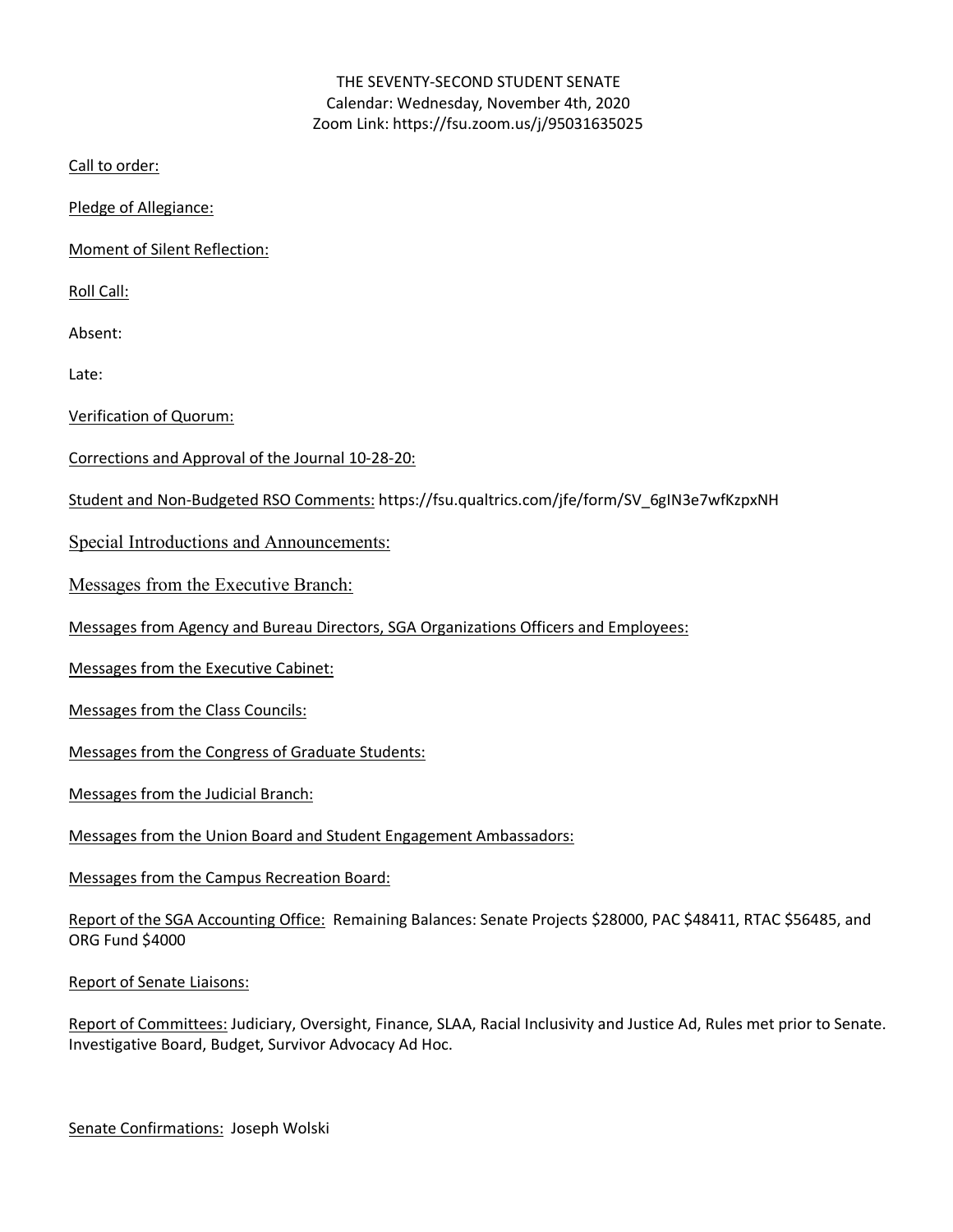THE SEVENTY-SECOND STUDENT SENATE
Calendar: Wednesday, November 4th, 2020
Zoom Link: https://fsu.zoom.us/j/95031635025

Call to order:

Pledge of Allegiance:

Moment of Silent Reflection:

Roll Call:

Absent:

Late:

Verification of Quorum:

Corrections and Approval of the Journal 10-28-20:

Student and Non-Budgeted RSO Comments: https://fsu.qualtrics.com/jfe/form/SV_6gIN3e7wfKzpxNH

Special Introductions and Announcements:

Messages from the Executive Branch:

Messages from Agency and Bureau Directors, SGA Organizations Officers and Employees:

Messages from the Executive Cabinet:

Messages from the Class Councils:

Messages from the Congress of Graduate Students:

Messages from the Judicial Branch:

Messages from the Union Board and Student Engagement Ambassadors:

Messages from the Campus Recreation Board:

Report of the SGA Accounting Office: Remaining Balances: Senate Projects $28000, PAC $48411, RTAC $56485, and ORG Fund $4000

Report of Senate Liaisons:

Report of Committees: Judiciary, Oversight, Finance, SLAA, Racial Inclusivity and Justice Ad, Rules met prior to Senate. Investigative Board, Budget, Survivor Advocacy Ad Hoc.

Senate Confirmations: Joseph Wolski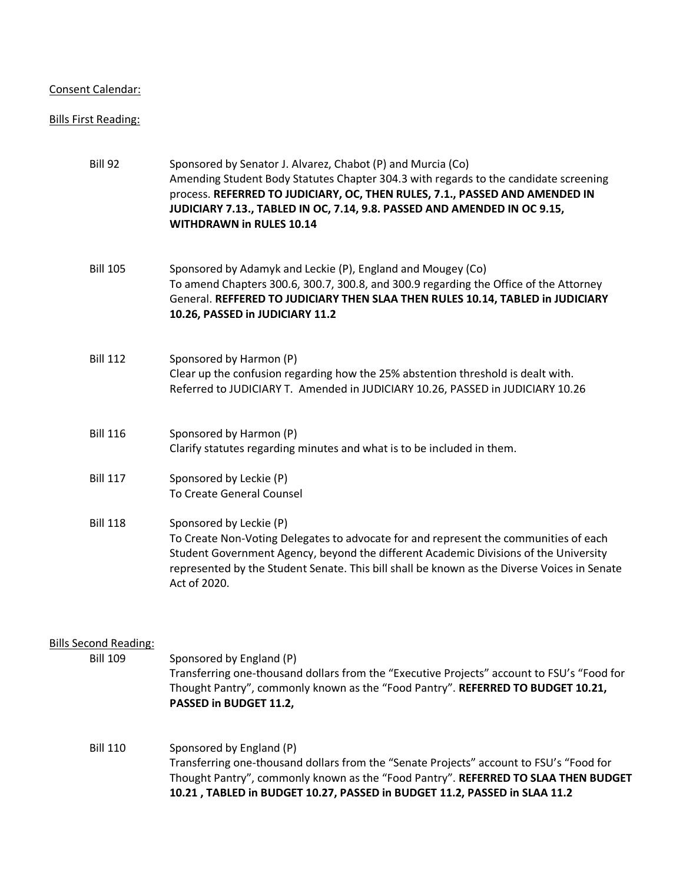Consent Calendar:

Bills First Reading:

Bill 92 — Sponsored by Senator J. Alvarez, Chabot (P) and Murcia (Co)
Amending Student Body Statutes Chapter 304.3 with regards to the candidate screening process. **REFERRED TO JUDICIARY, OC, THEN RULES, 7.1., PASSED AND AMENDED IN JUDICIARY 7.13., TABLED IN OC, 7.14, 9.8. PASSED AND AMENDED IN OC 9.15, WITHDRAWN in RULES 10.14**

Bill 105 — Sponsored by Adamyk and Leckie (P), England and Mougey (Co)
To amend Chapters 300.6, 300.7, 300.8, and 300.9 regarding the Office of the Attorney General. **REFFERED TO JUDICIARY THEN SLAA THEN RULES 10.14, TABLED in JUDICIARY 10.26, PASSED in JUDICIARY 11.2**

Bill 112 — Sponsored by Harmon (P)
Clear up the confusion regarding how the 25% abstention threshold is dealt with. Referred to JUDICIARY T. Amended in JUDICIARY 10.26, PASSED in JUDICIARY 10.26

Bill 116 — Sponsored by Harmon (P)
Clarify statutes regarding minutes and what is to be included in them.

Bill 117 — Sponsored by Leckie (P)
To Create General Counsel

Bill 118 — Sponsored by Leckie (P)
To Create Non-Voting Delegates to advocate for and represent the communities of each Student Government Agency, beyond the different Academic Divisions of the University represented by the Student Senate. This bill shall be known as the Diverse Voices in Senate Act of 2020.

Bills Second Reading:

Bill 109 — Sponsored by England (P)
Transferring one-thousand dollars from the "Executive Projects" account to FSU's "Food for Thought Pantry", commonly known as the "Food Pantry". **REFERRED TO BUDGET 10.21, PASSED in BUDGET 11.2,**

Bill 110 — Sponsored by England (P)
Transferring one-thousand dollars from the "Senate Projects" account to FSU's "Food for Thought Pantry", commonly known as the "Food Pantry". **REFERRED TO SLAA THEN BUDGET 10.21 , TABLED in BUDGET 10.27, PASSED in BUDGET 11.2, PASSED in SLAA 11.2**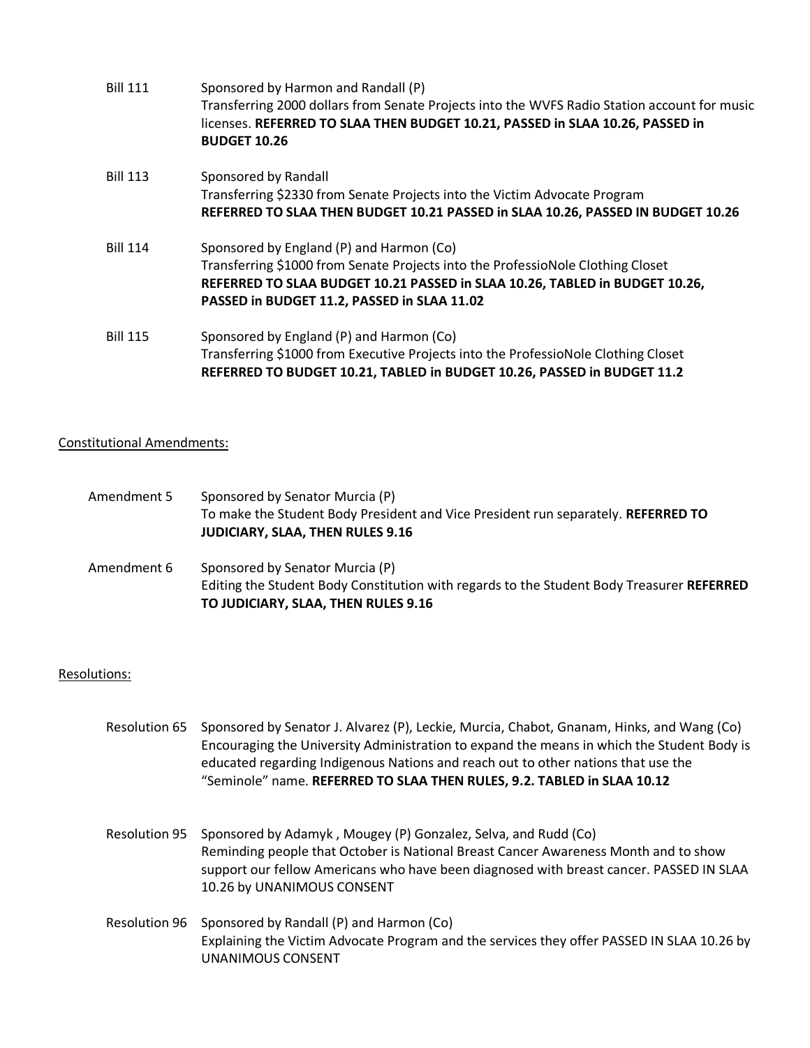Bill 111 Sponsored by Harmon and Randall (P)
Transferring 2000 dollars from Senate Projects into the WVFS Radio Station account for music licenses. **REFERRED TO SLAA THEN BUDGET 10.21, PASSED in SLAA 10.26, PASSED in BUDGET 10.26**

Bill 113 Sponsored by Randall
Transferring $2330 from Senate Projects into the Victim Advocate Program
**REFERRED TO SLAA THEN BUDGET 10.21 PASSED in SLAA 10.26, PASSED IN BUDGET 10.26**

Bill 114 Sponsored by England (P) and Harmon (Co)
Transferring $1000 from Senate Projects into the ProfessioNole Clothing Closet
**REFERRED TO SLAA BUDGET 10.21 PASSED in SLAA 10.26, TABLED in BUDGET 10.26, PASSED in BUDGET 11.2, PASSED in SLAA 11.02**

Bill 115 Sponsored by England (P) and Harmon (Co)
Transferring $1000 from Executive Projects into the ProfessioNole Clothing Closet
**REFERRED TO BUDGET 10.21, TABLED in BUDGET 10.26, PASSED in BUDGET 11.2**

Constitutional Amendments:

Amendment 5 Sponsored by Senator Murcia (P)
To make the Student Body President and Vice President run separately. **REFERRED TO JUDICIARY, SLAA, THEN RULES 9.16**

Amendment 6 Sponsored by Senator Murcia (P)
Editing the Student Body Constitution with regards to the Student Body Treasurer **REFERRED TO JUDICIARY, SLAA, THEN RULES 9.16**

Resolutions:

Resolution 65 Sponsored by Senator J. Alvarez (P), Leckie, Murcia, Chabot, Gnanam, Hinks, and Wang (Co)
Encouraging the University Administration to expand the means in which the Student Body is educated regarding Indigenous Nations and reach out to other nations that use the "Seminole" name. **REFERRED TO SLAA THEN RULES, 9.2. TABLED in SLAA 10.12**

Resolution 95 Sponsored by Adamyk , Mougey (P) Gonzalez, Selva, and Rudd (Co)
Reminding people that October is National Breast Cancer Awareness Month and to show support our fellow Americans who have been diagnosed with breast cancer. PASSED IN SLAA 10.26 by UNANIMOUS CONSENT

Resolution 96 Sponsored by Randall (P) and Harmon (Co)
Explaining the Victim Advocate Program and the services they offer PASSED IN SLAA 10.26 by UNANIMOUS CONSENT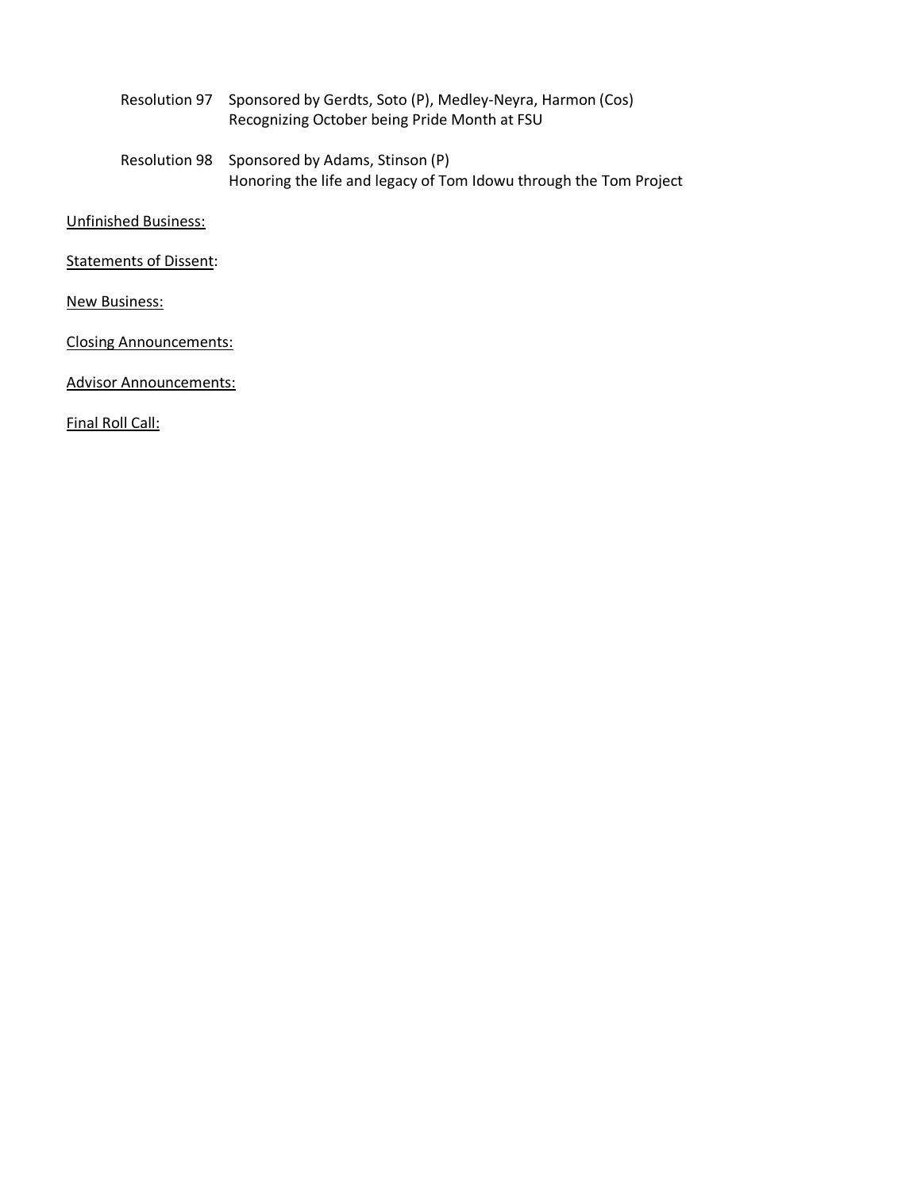Resolution 97 Sponsored by Gerdts, Soto (P), Medley-Neyra, Harmon (Cos)
Recognizing October being Pride Month at FSU

Resolution 98 Sponsored by Adams, Stinson (P)
Honoring the life and legacy of Tom Idowu through the Tom Project

Unfinished Business:

Statements of Dissent:

New Business:

Closing Announcements:

Advisor Announcements:

Final Roll Call: